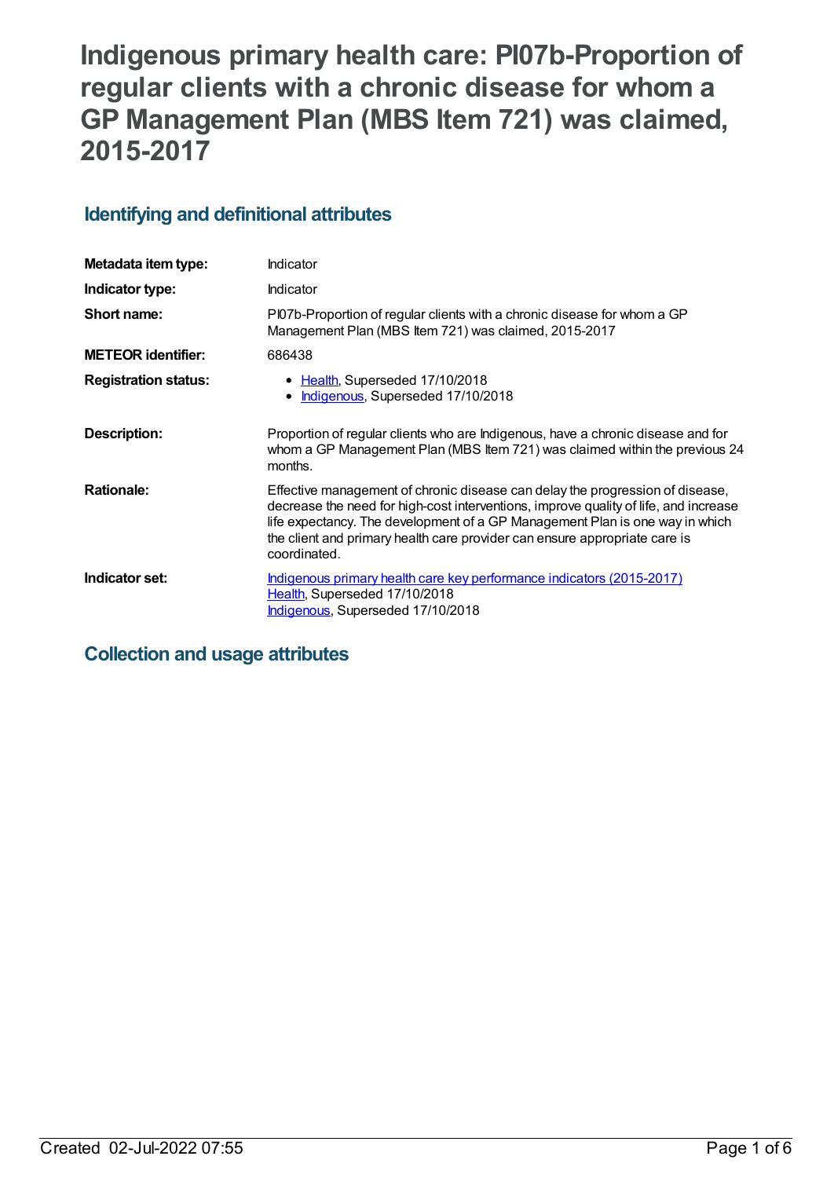# Indigenous primary health care: PI07b-Proportion of regular clients with a chronic disease for whom a GP Management Plan (MBS Item 721) was claimed, 2015-2017

## Identifying and definitional attributes

| | |
|---|---|
| **Metadata item type:** | Indicator |
| **Indicator type:** | Indicator |
| **Short name:** | PI07b-Proportion of regular clients with a chronic disease for whom a GP Management Plan (MBS Item 721) was claimed, 2015-2017 |
| **METEOR identifier:** | 686438 |
| **Registration status:** | • Health, Superseded 17/10/2018<br>• Indigenous, Superseded 17/10/2018 |
| **Description:** | Proportion of regular clients who are Indigenous, have a chronic disease and for whom a GP Management Plan (MBS Item 721) was claimed within the previous 24 months. |
| **Rationale:** | Effective management of chronic disease can delay the progression of disease, decrease the need for high-cost interventions, improve quality of life, and increase life expectancy. The development of a GP Management Plan is one way in which the client and primary health care provider can ensure appropriate care is coordinated. |
| **Indicator set:** | Indigenous primary health care key performance indicators (2015-2017)<br>Health, Superseded 17/10/2018<br>Indigenous, Superseded 17/10/2018 |

## Collection and usage attributes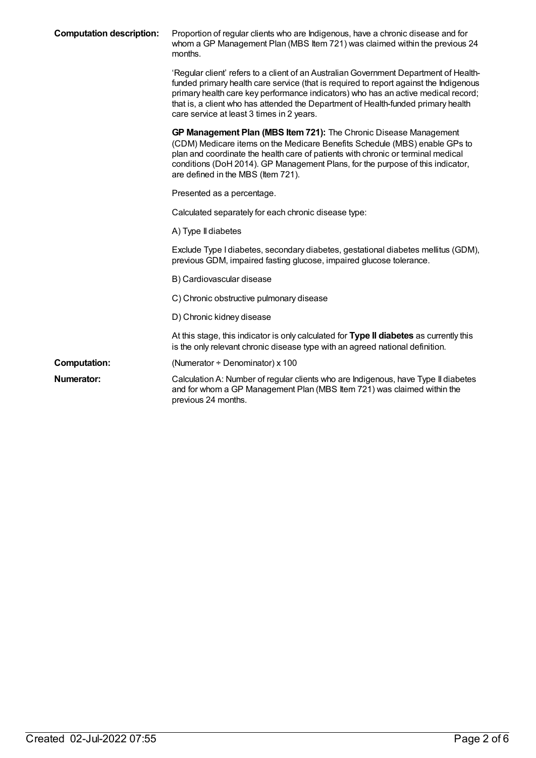**Computation description:** Proportion of regular clients who are Indigenous, have a chronic disease and for whom a GP Management Plan (MBS Item 721) was claimed within the previous 24 months.

'Regular client' refers to a client of an Australian Government Department of Health-funded primary health care service (that is required to report against the Indigenous primary health care key performance indicators) who has an active medical record; that is, a client who has attended the Department of Health-funded primary health care service at least 3 times in 2 years.

**GP Management Plan (MBS Item 721):** The Chronic Disease Management (CDM) Medicare items on the Medicare Benefits Schedule (MBS) enable GPs to plan and coordinate the health care of patients with chronic or terminal medical conditions (DoH 2014). GP Management Plans, for the purpose of this indicator, are defined in the MBS (Item 721).

Presented as a percentage.

Calculated separately for each chronic disease type:

A) Type II diabetes

Exclude Type I diabetes, secondary diabetes, gestational diabetes mellitus (GDM), previous GDM, impaired fasting glucose, impaired glucose tolerance.

B) Cardiovascular disease

C) Chronic obstructive pulmonary disease

D) Chronic kidney disease

At this stage, this indicator is only calculated for **Type II diabetes** as currently this is the only relevant chronic disease type with an agreed national definition.

**Computation:** (Numerator ÷ Denominator) x 100

**Numerator:** Calculation A: Number of regular clients who are Indigenous, have Type II diabetes and for whom a GP Management Plan (MBS Item 721) was claimed within the previous 24 months.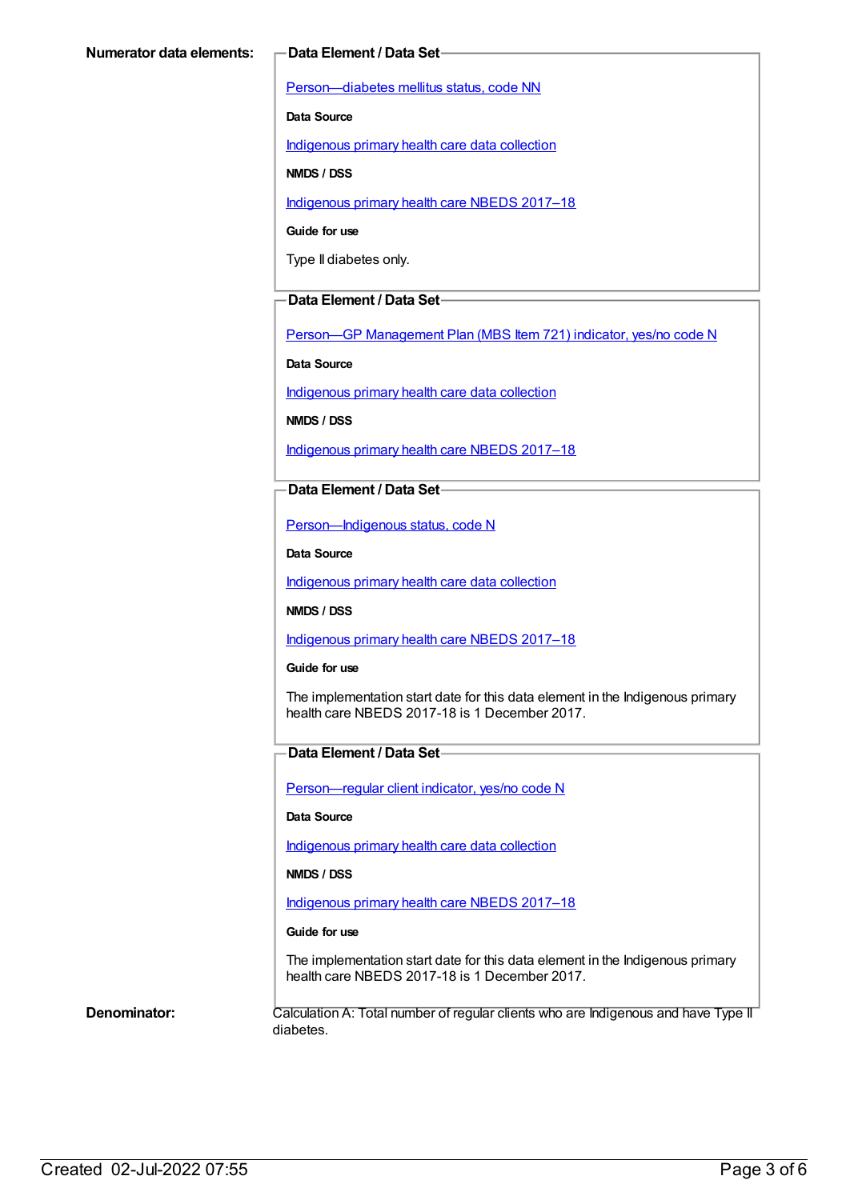**Numerator data elements:**

**Data Element / Data Set**

Person—diabetes mellitus status, code NN

**Data Source**

Indigenous primary health care data collection

**NMDS / DSS**

Indigenous primary health care NBEDS 2017–18

**Guide for use**

Type II diabetes only.

**Data Element / Data Set**

Person—GP Management Plan (MBS Item 721) indicator, yes/no code N

**Data Source**

Indigenous primary health care data collection

**NMDS / DSS**

Indigenous primary health care NBEDS 2017–18

**Data Element / Data Set**

Person—Indigenous status, code N

**Data Source**

Indigenous primary health care data collection

**NMDS / DSS**

Indigenous primary health care NBEDS 2017–18

**Guide for use**

The implementation start date for this data element in the Indigenous primary health care NBEDS 2017-18 is 1 December 2017.

**Data Element / Data Set**

Person—regular client indicator, yes/no code N

**Data Source**

Indigenous primary health care data collection

**NMDS / DSS**

Indigenous primary health care NBEDS 2017–18

**Guide for use**

The implementation start date for this data element in the Indigenous primary health care NBEDS 2017-18 is 1 December 2017.

**Denominator:**

Calculation A: Total number of regular clients who are Indigenous and have Type II diabetes.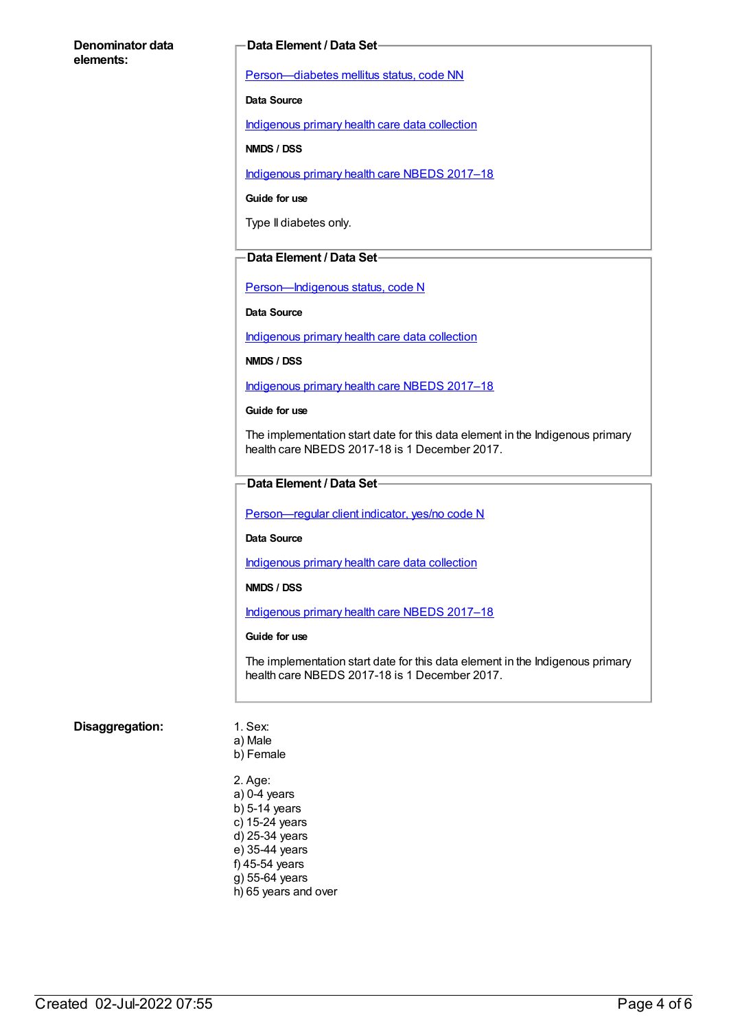**Denominator data elements:**

**Data Element / Data Set**

Person—diabetes mellitus status, code NN

**Data Source**

Indigenous primary health care data collection

**NMDS / DSS**

Indigenous primary health care NBEDS 2017–18

**Guide for use**

Type II diabetes only.

**Data Element / Data Set**

Person—Indigenous status, code N

**Data Source**

Indigenous primary health care data collection

**NMDS / DSS**

Indigenous primary health care NBEDS 2017–18

**Guide for use**

The implementation start date for this data element in the Indigenous primary health care NBEDS 2017-18 is 1 December 2017.

**Data Element / Data Set**

Person—regular client indicator, yes/no code N

**Data Source**

Indigenous primary health care data collection

**NMDS / DSS**

Indigenous primary health care NBEDS 2017–18

**Guide for use**

The implementation start date for this data element in the Indigenous primary health care NBEDS 2017-18 is 1 December 2017.

**Disaggregation:**

1. Sex:
a) Male
b) Female

2. Age:
a) 0-4 years
b) 5-14 years
c) 15-24 years
d) 25-34 years
e) 35-44 years
f) 45-54 years
g) 55-64 years
h) 65 years and over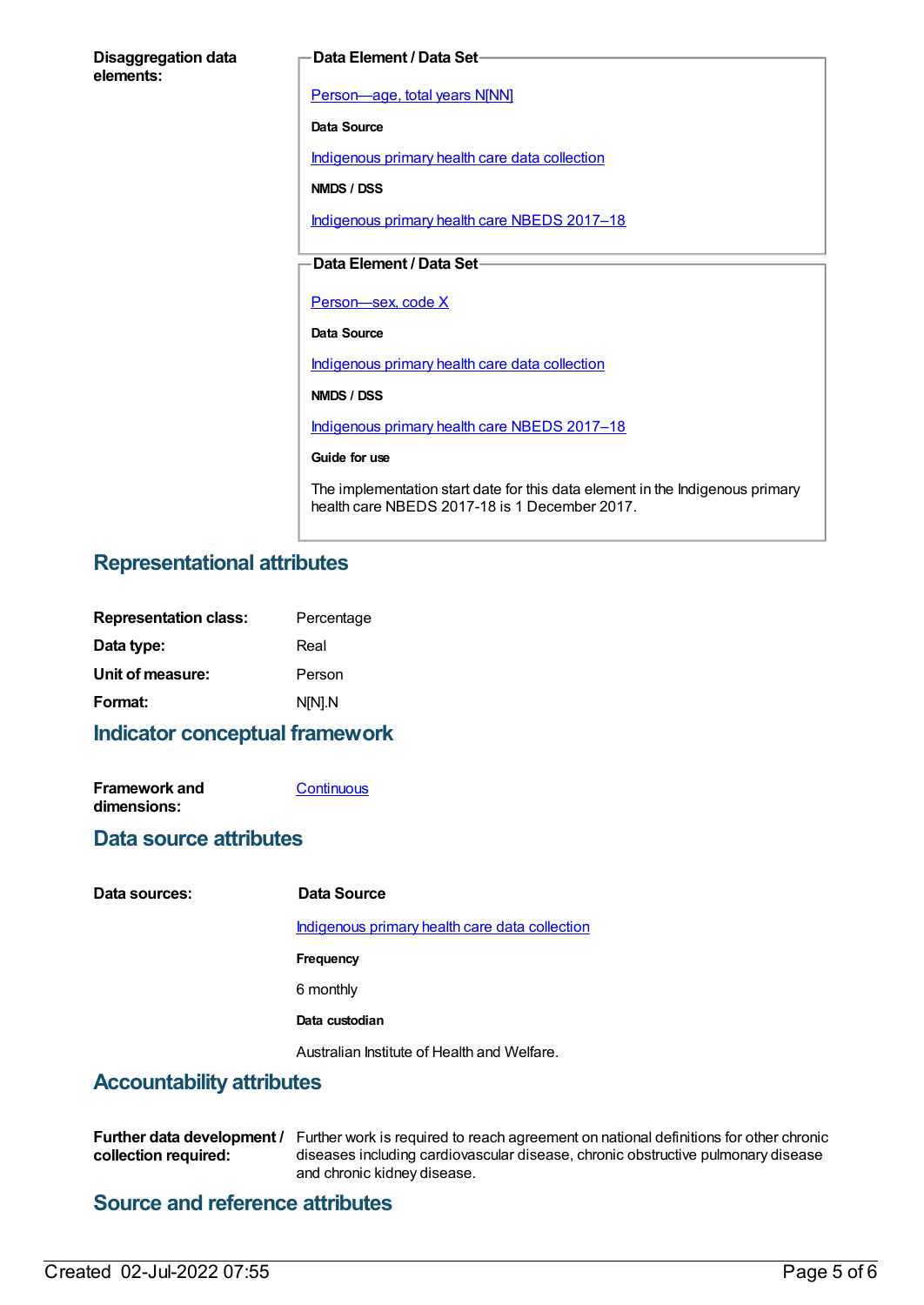**Disaggregation data elements:**

**Data Element / Data Set**

[Person—age, total years N[NN]]

**Data Source**

Indigenous primary health care data collection

**NMDS / DSS**

Indigenous primary health care NBEDS 2017–18

**Data Element / Data Set**

Person—sex, code X

**Data Source**

Indigenous primary health care data collection

**NMDS / DSS**

Indigenous primary health care NBEDS 2017–18

**Guide for use**

The implementation start date for this data element in the Indigenous primary health care NBEDS 2017-18 is 1 December 2017.

## Representational attributes

**Representation class:** Percentage

**Data type:** Real

**Unit of measure:** Person

**Format:** N[N].N

## Indicator conceptual framework

**Framework and dimensions:** Continuous

## Data source attributes

**Data sources:**

**Data Source**

Indigenous primary health care data collection

**Frequency**

6 monthly

**Data custodian**

Australian Institute of Health and Welfare.

## Accountability attributes

**Further data development / collection required:** Further work is required to reach agreement on national definitions for other chronic diseases including cardiovascular disease, chronic obstructive pulmonary disease and chronic kidney disease.

## Source and reference attributes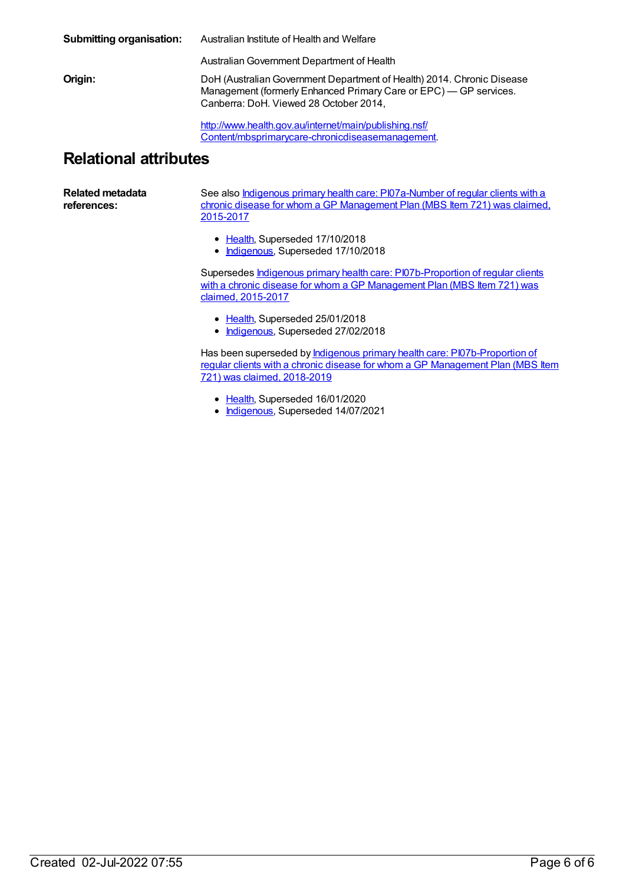**Submitting organisation:** Australian Institute of Health and Welfare

Australian Government Department of Health

**Origin:** DoH (Australian Government Department of Health) 2014. Chronic Disease Management (formerly Enhanced Primary Care or EPC) — GP services. Canberra: DoH. Viewed 28 October 2014,

http://www.health.gov.au/internet/main/publishing.nsf/Content/mbsprimarycare-chronicdiseasemanagement.

## Relational attributes

**Related metadata references:**

See also Indigenous primary health care: PI07a-Number of regular clients with a chronic disease for whom a GP Management Plan (MBS Item 721) was claimed, 2015-2017

- Health, Superseded 17/10/2018
- Indigenous, Superseded 17/10/2018

Supersedes Indigenous primary health care: PI07b-Proportion of regular clients with a chronic disease for whom a GP Management Plan (MBS Item 721) was claimed, 2015-2017

- Health, Superseded 25/01/2018
- Indigenous, Superseded 27/02/2018

Has been superseded by Indigenous primary health care: PI07b-Proportion of regular clients with a chronic disease for whom a GP Management Plan (MBS Item 721) was claimed, 2018-2019

- Health, Superseded 16/01/2020
- Indigenous, Superseded 14/07/2021